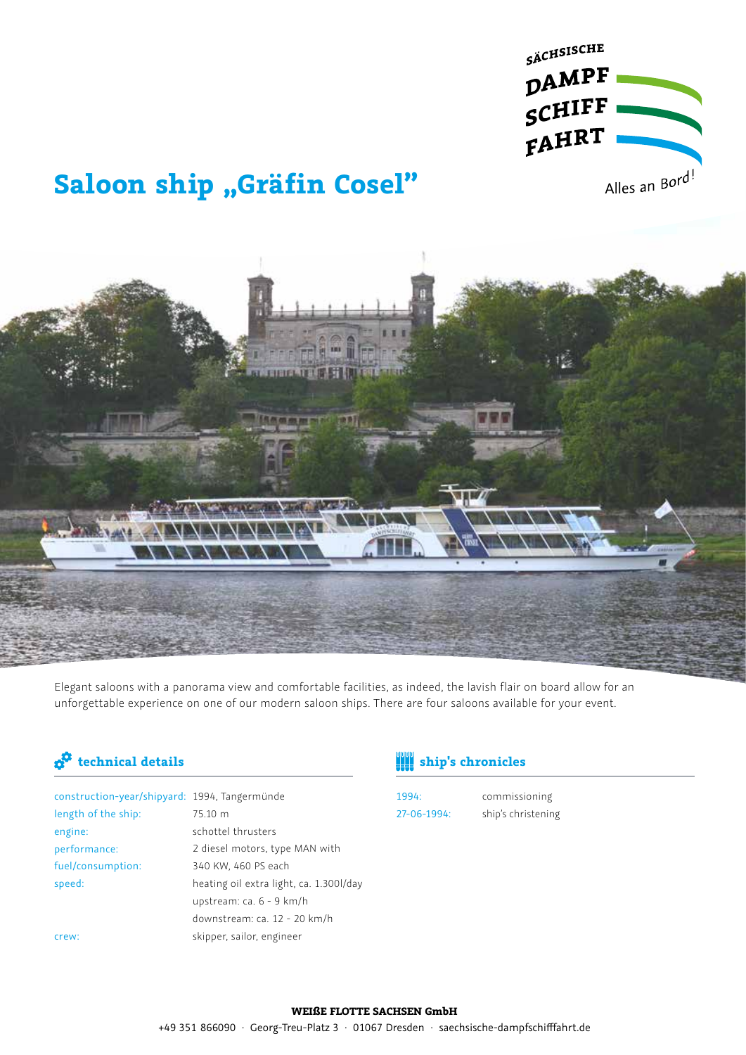SÄCHSISCHE DAMPF SCHIFF FAHRT

Alles an Bord!

# Saloon ship „Gräfin Cosel"

Elegant saloons with a panorama view and comfortable facilities, as indeed, the lavish flair on board allow for an unforgettable experience on one of our modern saloon ships. There are four saloons available for your event.

## technical details

| | |
|---|---|
| construction-year/shipyard: | 1994, Tangermünde |
| length of the ship: | 75.10 m |
| engine: | schottel thrusters |
| performance: | 2 diesel motors, type MAN with 340 KW, 460 PS each |
| fuel/consumption: | heating oil extra light, ca. 1.300l/day |
| speed: | upstream: ca. 6 - 9 km/h<br>downstream: ca. 12 - 20 km/h |
| crew: | skipper, sailor, engineer |

## ship's chronicles

| | |
|---|---|
| 1994: | commissioning |
| 27-06-1994: | ship's christening |

**WEIßE FLOTTE SACHSEN GmbH**

+49 351 866090 · Georg-Treu-Platz 3 · 01067 Dresden · saechsische-dampfschifffahrt.de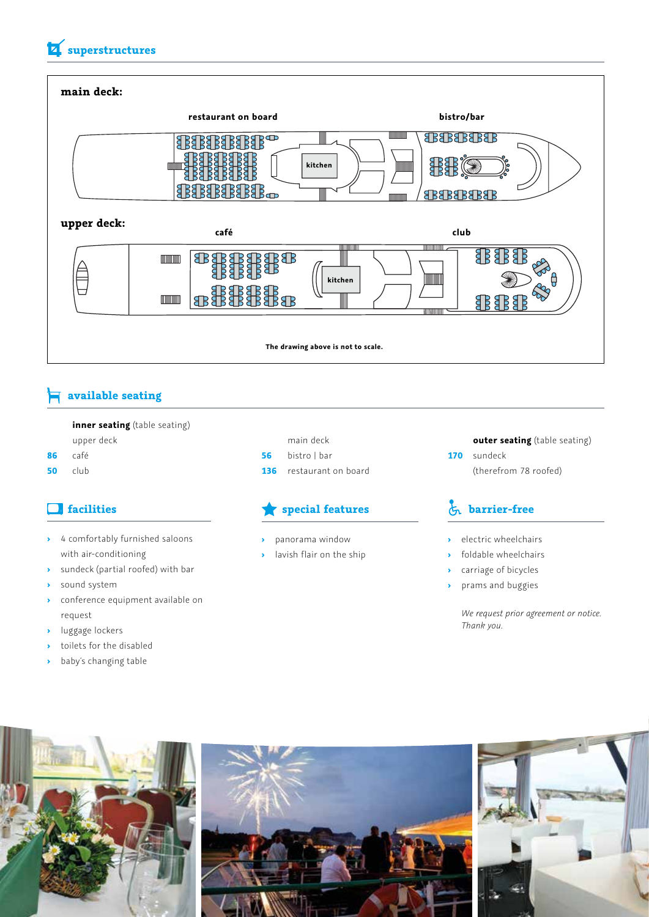## superstructures

**main deck:**

restaurant on board

bistro/bar

kitchen

**upper deck:**

café

club

kitchen

**The drawing above is not to scale.**

## available seating

**inner seating** (table seating)

upper deck

**86** café

**50** club

main deck

**56** bistro | bar

**136** restaurant on board

**outer seating** (table seating)

**170** sundeck

(therefrom 78 roofed)

## facilities

- 4 comfortably furnished saloons with air-conditioning
- sundeck (partial roofed) with bar
- sound system
- conference equipment available on request
- luggage lockers
- toilets for the disabled
- baby's changing table

## special features

- panorama window
- lavish flair on the ship

## barrier-free

- electric wheelchairs
- foldable wheelchairs
- carriage of bicycles
- prams and buggies

*We request prior agreement or notice. Thank you.*